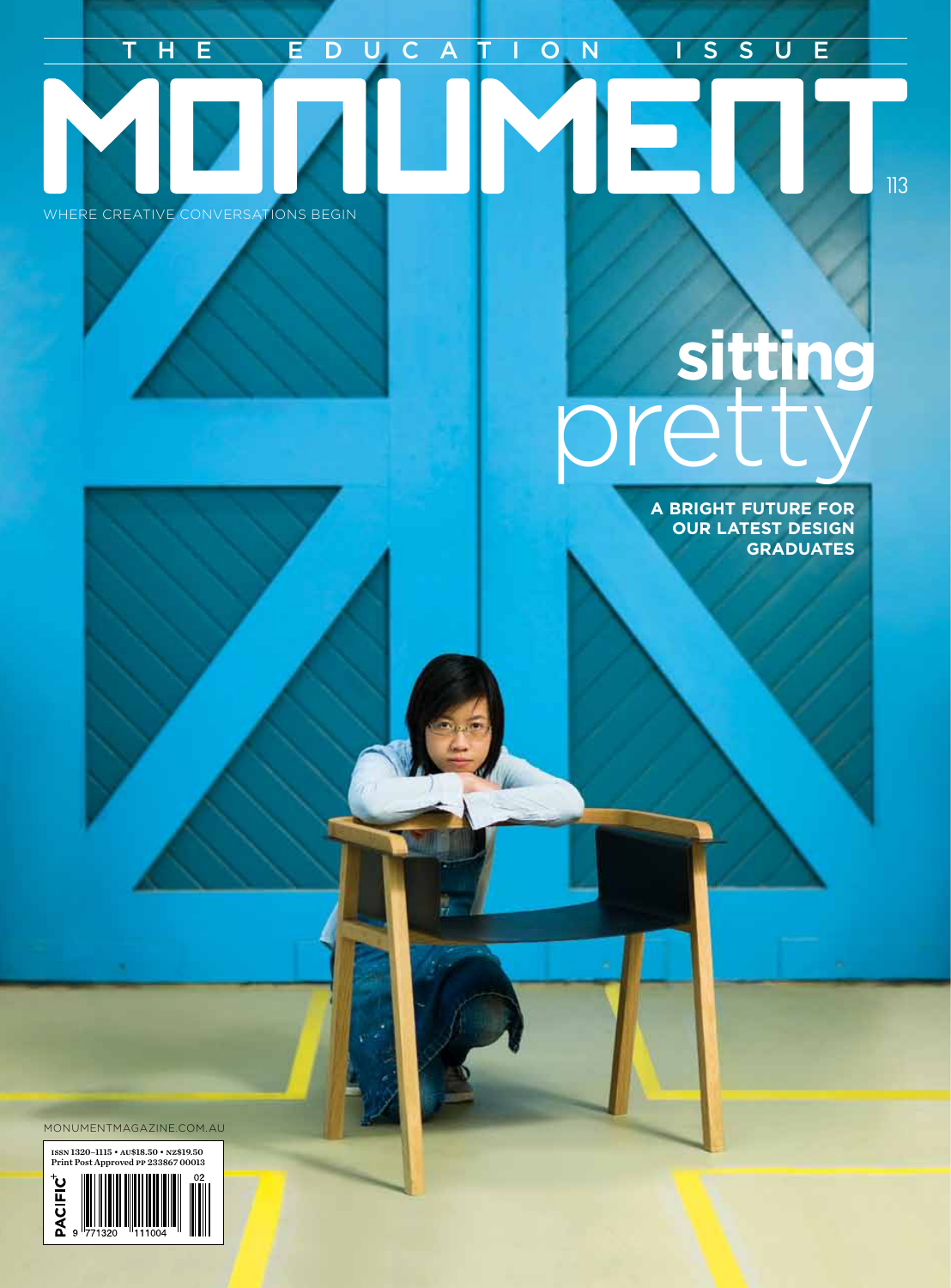THE EDUCATION ISSUE

# MONUMENT

113

WHERE CREATIVE CONVERSATIONS BEGIN

# sitting pretty

**A BRIGHT FUTURE FOR OUR LATEST DESIGN GRADUATES**

MONUMENTMAGAZINE.COM.AU

ISSN 1320-1115 • AU$18.50 • NZ$19.50
Print Post Approved PP 233867 00013

PACIFIC

9 771320 111004 02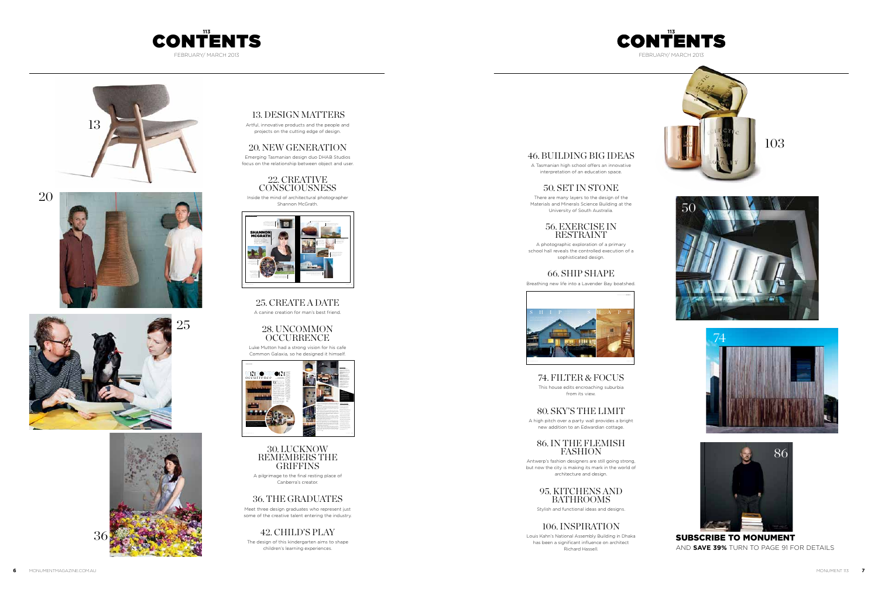# 113 CONTENTS

FEBRUARY/ MARCH 2013

## 13. DESIGN MATTERS

Artful, innovative products and the people and projects on the cutting edge of design.

## 20. NEW GENERATION

Emerging Tasmanian design duo DHAB Studios focus on the relationship between object and user.

## 22. CREATIVE CONSCIOUSNESS

Inside the mind of architectural photographer Shannon McGrath.

## 25. CREATE A DATE

A canine creation for man's best friend.

## 28. UNCOMMON OCCURRENCE

Luke Mutton had a strong vision for his cafe Common Galaxia, so he designed it himself.

## 30. LUCKNOW REMEMBERS THE GRIFFINS

A pilgrimage to the final resting place of Canberra's creator.

## 36. THE GRADUATES

Meet three design graduates who represent just some of the creative talent entering the industry.

## 42. CHILD'S PLAY

The design of this kindergarten aims to shape children's learning experiences.

## 46. BUILDING BIG IDEAS

A Tasmanian high school offers an innovative interpretation of an education space.

## 50. SET IN STONE

There are many layers to the design of the Materials and Minerals Science Building at the University of South Australia.

## 56. EXERCISE IN RESTRAINT

A photographic exploration of a primary school hall reveals the controlled execution of a sophisticated design.

## 66. SHIP SHAPE

Breathing new life into a Lavender Bay boatshed.

## 74. FILTER & FOCUS

This house edits encroaching suburbia from its view.

## 80. SKY'S THE LIMIT

A high pitch over a party wall provides a bright new addition to an Edwardian cottage.

## 86. IN THE FLEMISH FASHION

Antwerp's fashion designers are still going strong, but now the city is making its mark in the world of architecture and design.

## 95. KITCHENS AND BATHROOMS

Stylish and functional ideas and designs.

## 106. INSPIRATION

Louis Kahn's National Assembly Building in Dhaka has been a significant influence on architect Richard Hassell.

**SUBSCRIBE TO MONUMENT** AND **SAVE 39%** TURN TO PAGE 91 FOR DETAILS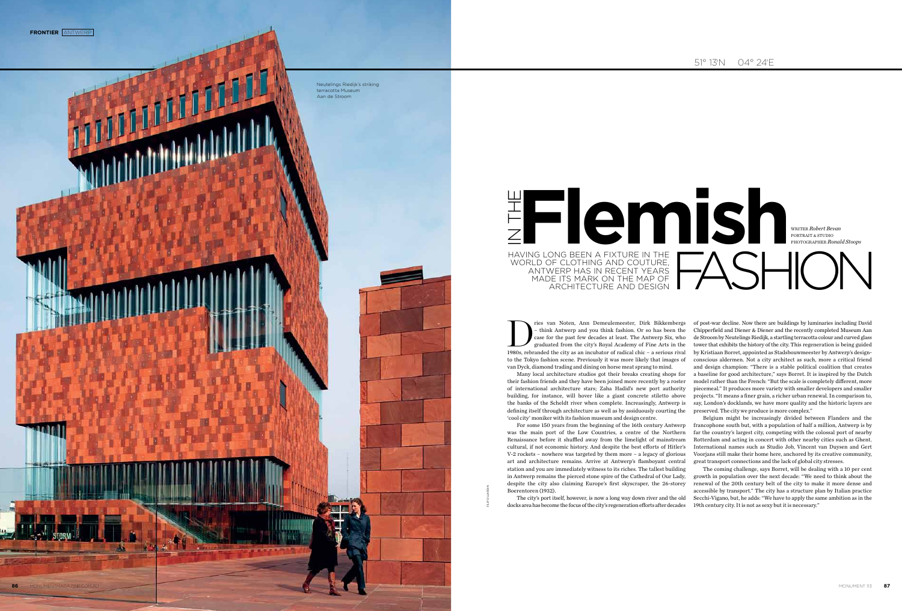51° 13'N 04° 24'E

# IN THE Flemish FASHION

HAVING LONG BEEN A FIXTURE IN THE WORLD OF CLOTHING AND COUTURE, ANTWERP HAS IN RECENT YEARS MADE ITS MARK ON THE MAP OF ARCHITECTURE AND DESIGN

WRITER *Robert Bevan*
PORTRAIT & STUDIO PHOTOGRAPHER *Ronald Stoops*

Neutelings Riedijk's striking terracotta Museum Aan de Stroom

Dries van Noten, Ann Demeulemeester, Dirk Bikkembergs – think Antwerp and you think fashion. Or so has been the case for the past few decades at least. The Antwerp Six, who graduated from the city's Royal Academy of Fine Arts in the 1980s, rebranded the city as an incubator of radical chic – a serious rival to the Tokyo fashion scene. Previously it was more likely that images of van Dyck, diamond trading and dining on horse meat sprang to mind.

Many local architecture studios got their breaks creating shops for their fashion friends and they have been joined more recently by a roster of international architecture stars; Zaha Hadid's new port authority building, for instance, will hover like a giant concrete stiletto above the banks of the Scheldt river when complete. Increasingly, Antwerp is defining itself through architecture as well as by assiduously courting the 'cool city' moniker with its fashion museum and design centre.

For some 150 years from the beginning of the 16th century Antwerp was the main port of the Low Countries, a centre of the Northern Renaissance before it shuffled away from the limelight of mainstream cultural, if not economic history. And despite the best efforts of Hitler's V-2 rockets – nowhere was targeted by them more – a legacy of glorious art and architecture remains. Arrive at Antwerp's flamboyant central station and you are immediately witness to its riches. The tallest building in Antwerp remains the pierced stone spire of the Cathedral of Our Lady, despite the city also claiming Europe's first skyscraper, the 26-storey Boerentoren (1932).

The city's port itself, however, is now a long way down river and the old docks area has become the focus of the city's regeneration efforts after decades of post-war decline. Now there are buildings by luminaries including David Chipperfield and Diener & Diener and the recently completed Museum Aan de Stroom by Neutelings Riedijk, a startling terracotta colour and curved glass tower that exhibits the history of the city. This regeneration is being guided by Kristiaan Borret, appointed as Stadsbouwmeester by Antwerp's design-conscious aldermen. Not a city architect as such, more a critical friend and design champion: "There is a stable political coalition that creates a baseline for good architecture," says Borret. It is inspired by the Dutch model rather than the French: "But the scale is completely different, more piecemeal." It produces more variety with smaller developers and smaller projects. "It means a finer grain, a richer urban renewal. In comparison to, say, London's docklands, we have more quality and the historic layers are preserved. The city we produce is more complex."

Belgium might be increasingly divided between Flanders and the francophone south but, with a population of half a million, Antwerp is by far the country's largest city, competing with the colossal port of nearby Rotterdam and acting in concert with other nearby cities such as Ghent. International names such as Studio Job, Vincent van Duysen and Gert Voorjans still make their home here, anchored by its creative community, great transport connections and the lack of global city stresses.

The coming challenge, says Borret, will be dealing with a 10 per cent growth in population over the next decade: "We need to think about the renewal of the 20th century belt of the city to make it more dense and accessible by transport." The city has a structure plan by Italian practice Secchi-Vigano, but, he adds: "We have to apply the same ambition as in the 19th century city. It is not as sexy but it is necessary."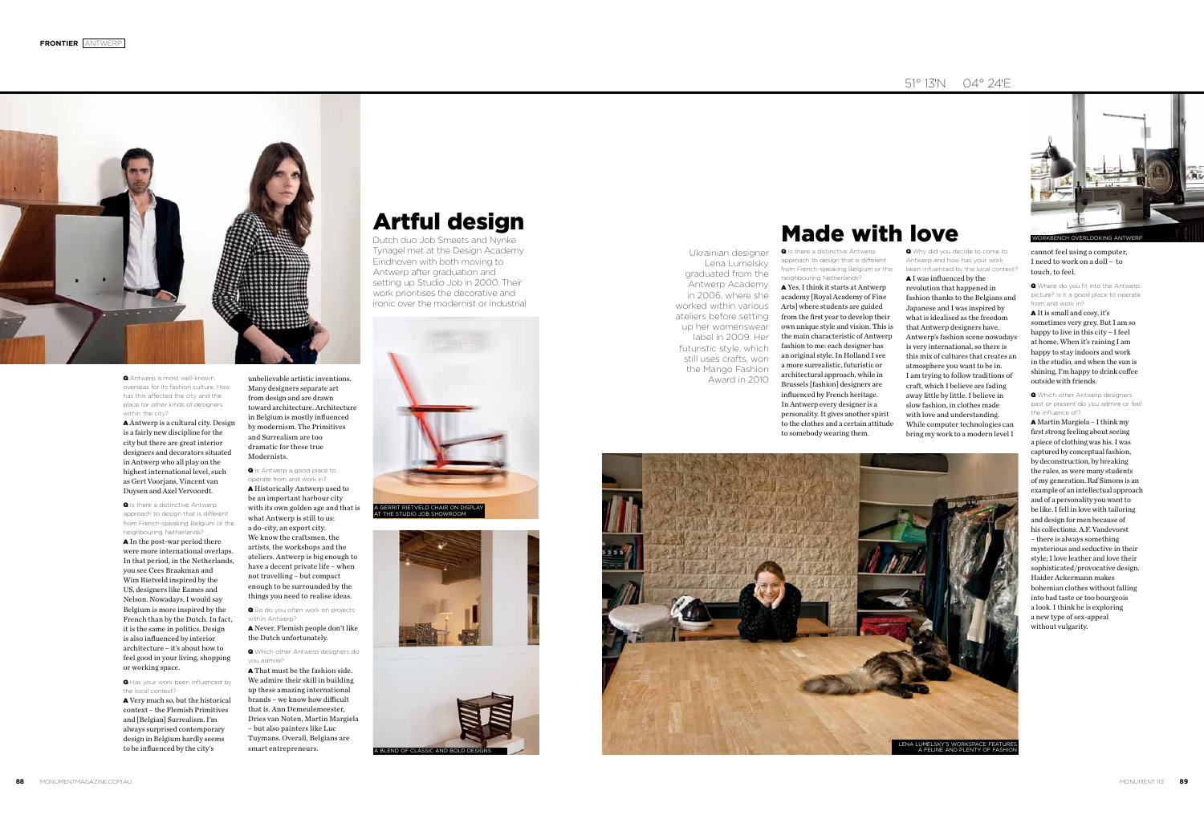# Artful design

Dutch duo Job Smeets and Nynke Tynagel met at the Design Academy Eindhoven with both moving to Antwerp after graduation and setting up Studio Job in 2000. Their work prioritises the decorative and ironic over the modernist or industrial

**Q** Antwerp is most well-known overseas for its fashion culture. How has this affected the city and the place for other kinds of designers within the city?

**A** Antwerp is a cultural city. Design is a fairly new discipline for the city but there are great interior designers and decorators situated in Antwerp who all play on the highest international level, such as Gert Voorjans, Vincent van Duysen and Axel Vervoordt.

**Q** Is there a distinctive Antwerp approach to design that is different from French-speaking Belgium or the neighbouring Netherlands?

**A** In the post-war period there were more international overlaps. In that period, in the Netherlands, you see Cees Braakman and Wim Rietveld inspired by the US, designers like Eames and Nelson. Nowadays, I would say Belgium is more inspired by the French than by the Dutch. In fact, it is the same in politics. Design is also influenced by interior architecture – it's about how to feel good in your living, shopping or working space.

**Q** Has your work been influenced by the local context?

**A** Very much so, but the historical context – the Flemish Primitives and [Belgian] Surrealism. I'm always surprised contemporary design in Belgium hardly seems to be influenced by the city's unbelievable artistic inventions. Many designers separate art from design and are drawn toward architecture. Architecture in Belgium is mostly influenced by modernism. The Primitives and Surrealism are too dramatic for these true Modernists.

**Q** Is Antwerp a good place to operate from and work in?

**A** Historically Antwerp used to be an important harbour city with its own golden age and that is what Antwerp is still to us: a do-city, an export city. We know the craftsmen, the artists, the workshops and the ateliers. Antwerp is big enough to have a decent private life – when not travelling – but compact enough to be surrounded by the things you need to realise ideas.

**Q** So do you often work on projects within Antwerp?

**A** Never, Flemish people don't like the Dutch unfortunately.

**Q** Which other Antwerp designers do you admire?

**A** That must be the fashion side. We admire their skill in building up these amazing international brands – we know how difficult that is. Ann Demeulemeester, Dries van Noten, Martin Margiela – but also painters like Luc Tuymans. Overall, Belgians are smart entrepreneurs.

A GERRIT RIETVELD CHAIR ON DISPLAY AT THE STUDIO JOB SHOWROOM

A BLEND OF CLASSIC AND BOLD DESIGNS

# Made with love

Ukrainian designer Lena Lumelsky graduated from the Antwerp Academy in 2006, where she worked within various ateliers before setting up her womenswear label in 2009. Her futuristic style, which still uses crafts, won the Mango Fashion Award in 2010

**Q** Is there a distinctive Antwerp approach to design that is different from French-speaking Belgium or the neighbouring Netherlands?

**A** Yes, I think it starts at Antwerp academy [Royal Academy of Fine Arts] where students are guided from the first year to develop their own unique style and vision. This is the main characteristic of Antwerp fashion to me: each designer has an original style. In Holland I see a more surrealistic, futuristic or architectural approach, while in Brussels [fashion] designers are influenced by French heritage. In Antwerp every designer is a personality. It gives another spirit to the clothes and a certain attitude to somebody wearing them.

**Q** Why did you decide to come to Antwerp and how has your work been influenced by the local context?

**A** I was influenced by the revolution that happened in fashion thanks to the Belgians and Japanese and I was inspired by what is idealised as the freedom that Antwerp designers have. Antwerp's fashion scene nowadays is very international, so there is this mix of cultures that creates an atmosphere you want to be in. I am trying to follow traditions of craft, which I believe are fading away little by little. I believe in slow fashion, in clothes made with love and understanding. While computer technologies can bring my work to a modern level I cannot feel using a computer, I need to work on a doll – to touch, to feel.

**Q** Where do you fit into the Antwerp picture? Is it a good place to operate from and work in?

**A** It is small and cosy, it's sometimes very grey. But I am so happy to live in this city – I feel at home. When it's raining I am happy to stay indoors and work in the studio, and when the sun is shining, I'm happy to drink coffee outside with friends.

**Q** Which other Antwerp designers past or present do you admire or feel the influence of?

**A** Martin Margiela – I think my first strong feeling about seeing a piece of clothing was his. I was captured by conceptual fashion, by deconstruction, by breaking the rules, as were many students of my generation. Raf Simons is an example of an intellectual approach and of a personality you want to be like. I fell in love with tailoring and design for men because of his collections. A.F. Vandevorst – there is always something mysterious and seductive in their style; I love leather and love their sophisticated/provocative design. Haider Ackermann makes bohemian clothes without falling into bad taste or too bourgeois a look. I think he is exploring a new type of sex-appeal without vulgarity.

WORKBENCH OVERLOOKING ANTWERP

LENA LUMELSKY'S WORKSPACE FEATURES A FELINE AND PLENTY OF FASHION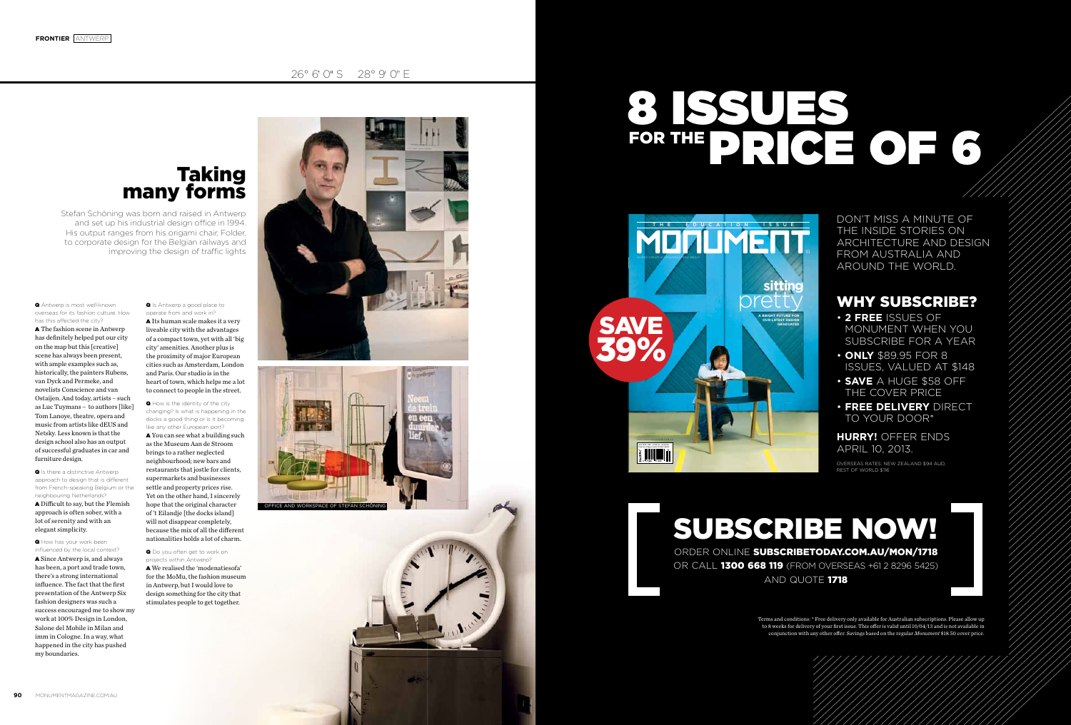26° 6' 0" S 28° 9' 0" E

# Taking many forms

Stefan Schöning was born and raised in Antwerp and set up his industrial design office in 1994. His output ranges from his origami chair, Folder, to corporate design for the Belgian railways and improving the design of traffic lights

**Q** Antwerp is most well-known overseas for its fashion culture. How has this affected the city?

**A** The fashion scene in Antwerp has definitely helped put our city on the map but this [creative] scene has always been present, with ample examples such as, historically, the painters Rubens, van Dyck and Permeke, and novelists Conscience and van Ostaijen. And today, artists – such as Luc Tuymans – to authors [like] Tom Lanoye, theatre, opera and music from artists like dEUS and Netsky. Less known is that the design school also has an output of successful graduates in car and furniture design.

**Q** Is there a distinctive Antwerp approach to design that is different from French-speaking Belgium or the neighbouring Netherlands?

**A** Difficult to say, but the Flemish approach is often sober, with a lot of serenity and with an elegant simplicity.

**Q** How has your work been influenced by the local context?

**A** Since Antwerp is, and always has been, a port and trade town, there's a strong international influence. The fact that the first presentation of the Antwerp Six fashion designers was such a success encouraged me to show my work at 100% Design in London, Salone del Mobile in Milan and imm in Cologne. In a way, what happened in the city has pushed my boundaries.

**Q** Is Antwerp a good place to operate from and work in?

**A** Its human scale makes it a very liveable city with the advantages of a compact town, yet with all 'big city' amenities. Another plus is the proximity of major European cities such as Amsterdam, London and Paris. Our studio is in the heart of town, which helps me a lot to connect to people in the street.

**Q** How is the identity of the city changing? Is what is happening in the docks a good thing or is it becoming like any other European port?

**A** You can see what a building such as the Museum Aan de Stroom brings to a rather neglected neighbourhood; new bars and restaurants that jostle for clients, supermarkets and businesses settle and property prices rise. Yet on the other hand, I sincerely hope that the original character of 't Eilandje [the docks island] will not disappear completely, because the mix of all the different nationalities holds a lot of charm.

**Q** Do you often get to work on projects within Antwerp?

**A** We realised the 'modenatiesofa' for the MoMu, the fashion museum in Antwerp, but I would love to design something for the city that stimulates people to get together.

OFFICE AND WORKSPACE OF STEFAN SCHÖNING

# 8 ISSUES FOR THE PRICE OF 6

SAVE 39%

DON'T MISS A MINUTE OF THE INSIDE STORIES ON ARCHITECTURE AND DESIGN FROM AUSTRALIA AND AROUND THE WORLD.

## WHY SUBSCRIBE?

- **2 FREE** ISSUES OF MONUMENT WHEN YOU SUBSCRIBE FOR A YEAR
- **ONLY** $89.95 FOR 8 ISSUES, VALUED AT $148
- **SAVE** A HUGE $58 OFF THE COVER PRICE
- **FREE DELIVERY** DIRECT TO YOUR DOOR*

**HURRY!** OFFER ENDS APRIL 10, 2013.

OVERSEAS RATES: NEW ZEALAND $94 AUD, REST OF WORLD $116

# SUBSCRIBE NOW!

ORDER ONLINE **SUBSCRIBETODAY.COM.AU/MON/1718**
OR CALL **1300 668 119** (FROM OVERSEAS +61 2 8296 5425)
AND QUOTE **1718**

Terms and conditions: * Free delivery only available for Australian subscriptions. Please allow up to 8 weeks for delivery of your first issue. This offer is valid until 10/04/13 and is not available in conjunction with any other offer. Savings based on the regular *Monument* $18.50 cover price.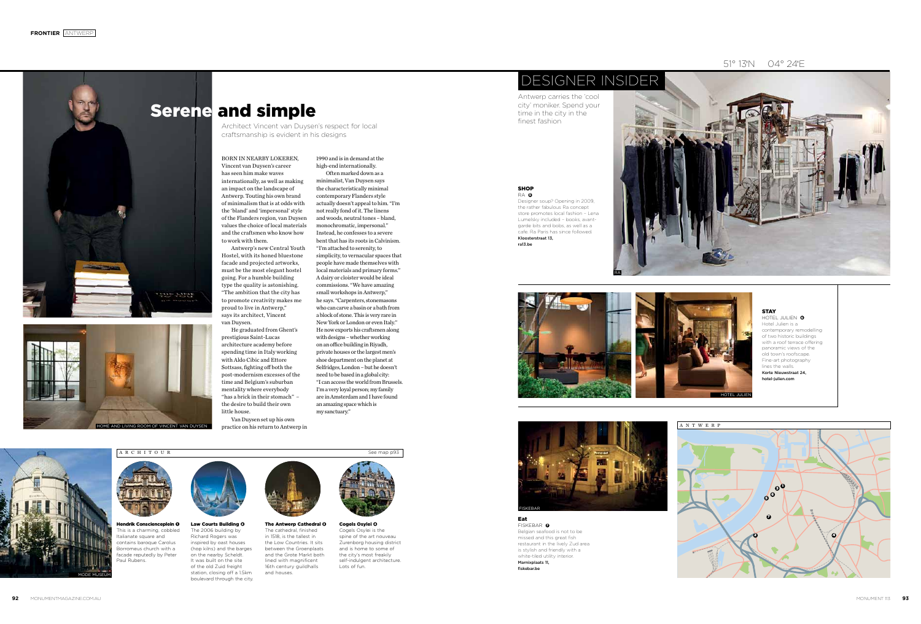# Serene and simple

Architect Vincent van Duysen's respect for local craftsmanship is evident in his designs

BORN IN NEARBY LOKEREN, Vincent van Duysen's career has seen him make waves internationally, as well as making an impact on the landscape of Antwerp. Touting his own brand of minimalism that is at odds with the 'bland' and 'impersonal' style of the Flanders region, van Duysen values the choice of local materials and the craftsmen who know how to work with them.

Antwerp's new Central Youth Hostel, with its honed bluestone facade and projected artworks, must be the most elegant hostel going. For a humble building type the quality is astonishing. "The ambition that the city has to promote creativity makes me proud to live in Antwerp," says its architect, Vincent van Duysen.

He graduated from Ghent's prestigious Saint-Lucas architecture academy before spending time in Italy working with Aldo Cibic and Ettore Sottsass, fighting off both the post-modernism excesses of the time and Belgium's suburban mentality where everybody "has a brick in their stomach" – the desire to build their own little house.

Van Duysen set up his own practice on his return to Antwerp in 1990 and is in demand at the high-end internationally.

Often marked down as a minimalist, Van Duysen says the characteristically minimal contemporary Flanders style actually doesn't appeal to him. "I'm not really fond of it. The linens and woods, neutral tones – bland, monochromatic, impersonal." Instead, he confesses to a severe bent that has its roots in Calvinism. "I'm attached to serenity, to simplicity, to vernacular spaces that people have made themselves with local materials and primary forms." A dairy or cloister would be ideal commissions. "We have amazing small workshops in Antwerp," he says. "Carpenters, stonemasons who can carve a basin or a bath from a block of stone. This is very rare in New York or London or even Italy." He now exports his craftsmen along with designs – whether working on an office building in Riyadh, private houses or the largest men's shoe department on the planet at Selfridges, London – but he doesn't need to be based in a global city: "I can access the world from Brussels. I'm a very loyal person; my family are in Amsterdam and I have found an amazing space which is my sanctuary."

HOME AND LIVING ROOM OF VINCENT VAN DUYSEN

MODE MUSEUM

## ARCHITOUR

See map p93

**Hendrik Conscienceplein 1**
This is a charming, cobbled Italianate square and contains baroque Carolus Borromeus church with a facade reputedly by Peter Paul Rubens.

**Law Courts Building 2**
The 2006 building by Richard Rogers was inspired by oast houses (hop kilns) and the barges on the nearby Scheldt. It was built on the site of the old Zuid freight station, closing off a 1.5km boulevard through the city.

**The Antwerp Cathedral 3**
The cathedral, finished in 1518, is the tallest in the Low Countries. It sits between the Groenplaats and the Grote Markt both lined with magnificent 16th century guildhalls and houses.

**Cogels Osylei 4**
Cogels Osylei is the spine of the art nouveau Zurenborg housing district and is home to some of the city's most freakily self-indulgent architecture. Lots of fun.

51° 13'N 04° 24'E

# DESIGNER INSIDER

Antwerp carries the 'cool city' moniker. Spend your time in the city in the finest fashion

### SHOP

RA 5
Designer soup? Opening in 2009, the rather fabulous Ra concept store promotes local fashion – Lena Lumelsky included – books, avant-garde bits and bobs, as well as a cafe. Ra Paris has since followed.
**Kloosterstraat 13, ra13.be**

RA

### STAY

HOTEL JULIEN 6
Hotel Julien is a contemporary remodelling of two historic buildings with a roof terrace offering panoramic views of the old town's roofscape. Fine-art photography lines the walls.
**Korte Nieuwstraat 24, hotel-julien.com**

HOTEL JULIEN

FISKEBAR

### Eat

FISKEBAR 7
Belgian seafood is not to be missed and this great fish restaurant in the lively Zuid area is stylish and friendly with a white-tiled utility interior.
**Marnixplaats 11, fiskebar.be**

ANTWERP